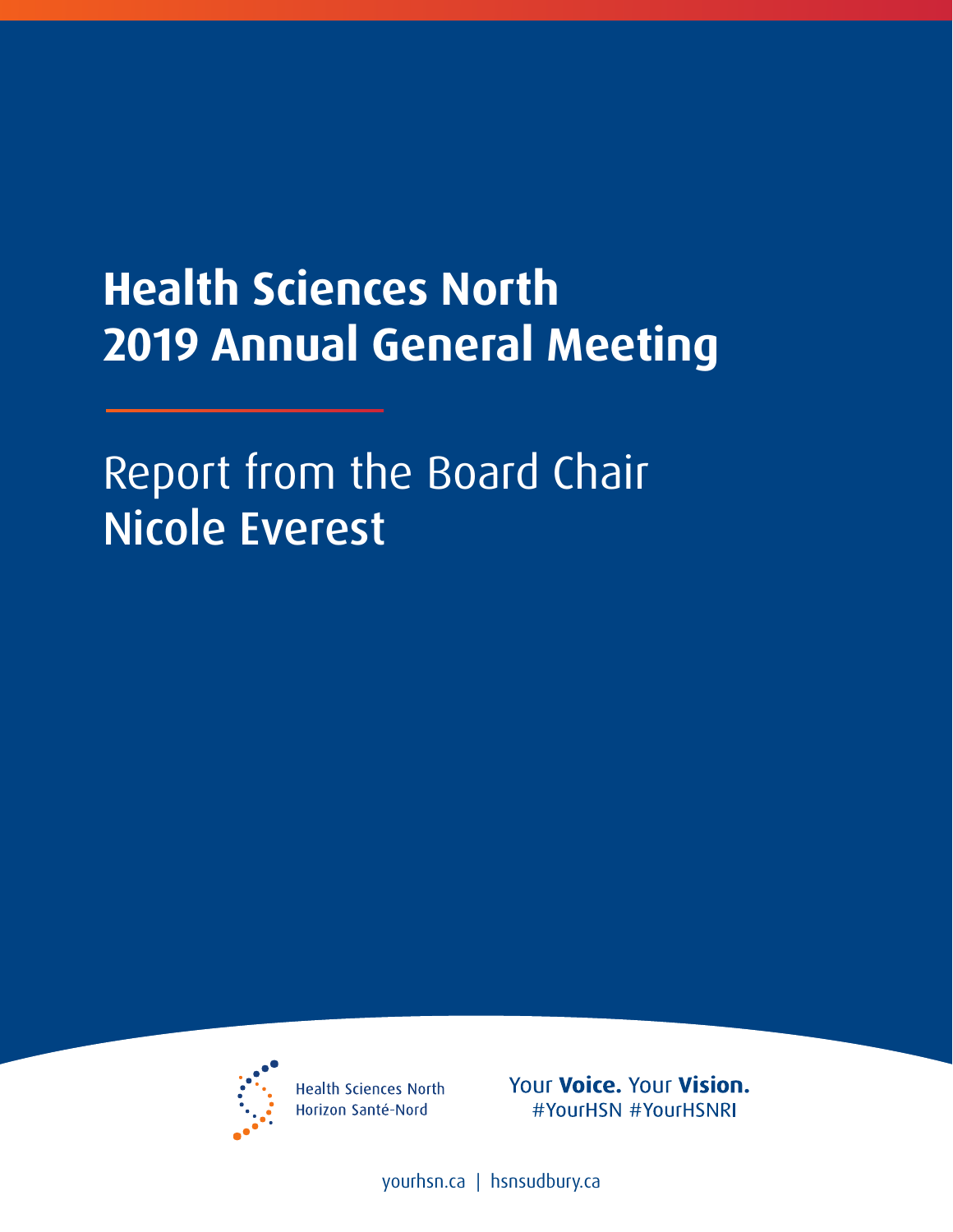# Health Sciences North
# 2019 Annual General Meeting

## Report from the Board Chair
## Nicole Everest

Health Sciences North
Horizon Santé-Nord

Your **Voice.** Your **Vision.**
#YourHSN #YourHSNRI

yourhsn.ca | hsnsudbury.ca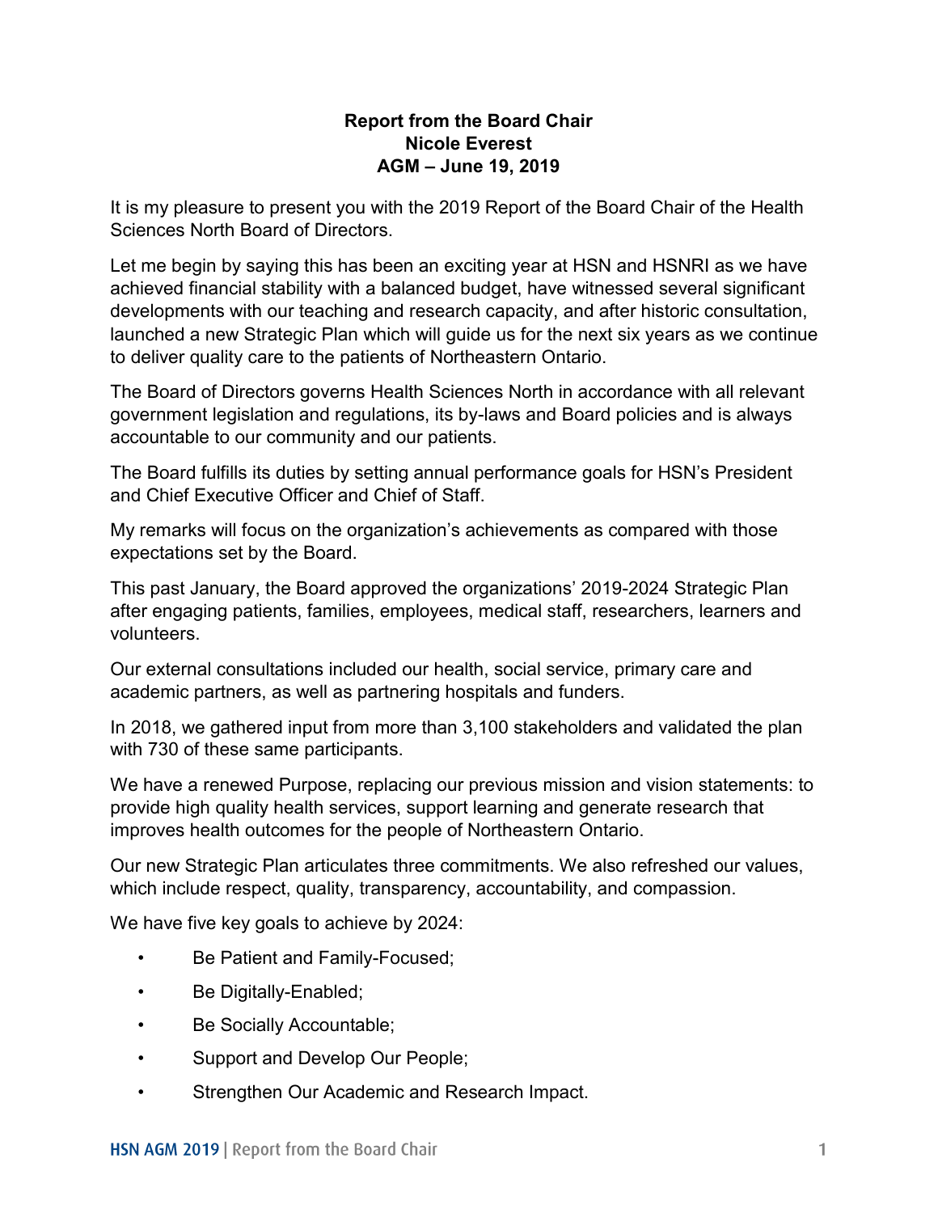**Report from the Board Chair**
**Nicole Everest**
**AGM – June 19, 2019**

It is my pleasure to present you with the 2019 Report of the Board Chair of the Health Sciences North Board of Directors.

Let me begin by saying this has been an exciting year at HSN and HSNRI as we have achieved financial stability with a balanced budget, have witnessed several significant developments with our teaching and research capacity, and after historic consultation, launched a new Strategic Plan which will guide us for the next six years as we continue to deliver quality care to the patients of Northeastern Ontario.

The Board of Directors governs Health Sciences North in accordance with all relevant government legislation and regulations, its by-laws and Board policies and is always accountable to our community and our patients.

The Board fulfills its duties by setting annual performance goals for HSN's President and Chief Executive Officer and Chief of Staff.

My remarks will focus on the organization's achievements as compared with those expectations set by the Board.

This past January, the Board approved the organizations' 2019-2024 Strategic Plan after engaging patients, families, employees, medical staff, researchers, learners and volunteers.

Our external consultations included our health, social service, primary care and academic partners, as well as partnering hospitals and funders.

In 2018, we gathered input from more than 3,100 stakeholders and validated the plan with 730 of these same participants.

We have a renewed Purpose, replacing our previous mission and vision statements: to provide high quality health services, support learning and generate research that improves health outcomes for the people of Northeastern Ontario.

Our new Strategic Plan articulates three commitments. We also refreshed our values, which include respect, quality, transparency, accountability, and compassion.

We have five key goals to achieve by 2024:

- Be Patient and Family-Focused;
- Be Digitally-Enabled;
- Be Socially Accountable;
- Support and Develop Our People;
- Strengthen Our Academic and Research Impact.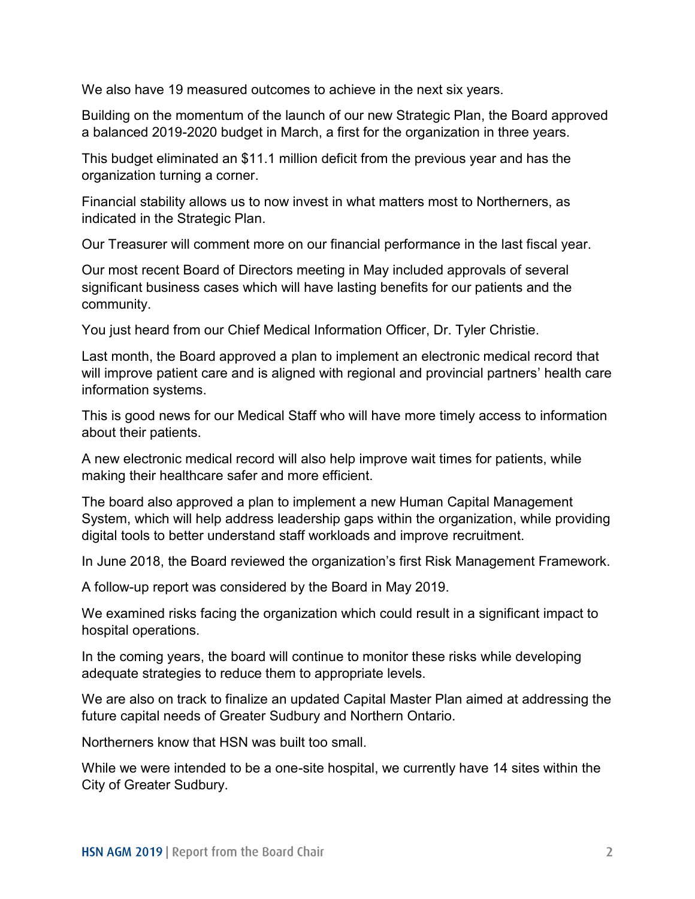We also have 19 measured outcomes to achieve in the next six years.

Building on the momentum of the launch of our new Strategic Plan, the Board approved a balanced 2019-2020 budget in March, a first for the organization in three years.

This budget eliminated an $11.1 million deficit from the previous year and has the organization turning a corner.

Financial stability allows us to now invest in what matters most to Northerners, as indicated in the Strategic Plan.

Our Treasurer will comment more on our financial performance in the last fiscal year.

Our most recent Board of Directors meeting in May included approvals of several significant business cases which will have lasting benefits for our patients and the community.

You just heard from our Chief Medical Information Officer, Dr. Tyler Christie.

Last month, the Board approved a plan to implement an electronic medical record that will improve patient care and is aligned with regional and provincial partners' health care information systems.

This is good news for our Medical Staff who will have more timely access to information about their patients.

A new electronic medical record will also help improve wait times for patients, while making their healthcare safer and more efficient.

The board also approved a plan to implement a new Human Capital Management System, which will help address leadership gaps within the organization, while providing digital tools to better understand staff workloads and improve recruitment.

In June 2018, the Board reviewed the organization's first Risk Management Framework.

A follow-up report was considered by the Board in May 2019.

We examined risks facing the organization which could result in a significant impact to hospital operations.

In the coming years, the board will continue to monitor these risks while developing adequate strategies to reduce them to appropriate levels.

We are also on track to finalize an updated Capital Master Plan aimed at addressing the future capital needs of Greater Sudbury and Northern Ontario.

Northerners know that HSN was built too small.

While we were intended to be a one-site hospital, we currently have 14 sites within the City of Greater Sudbury.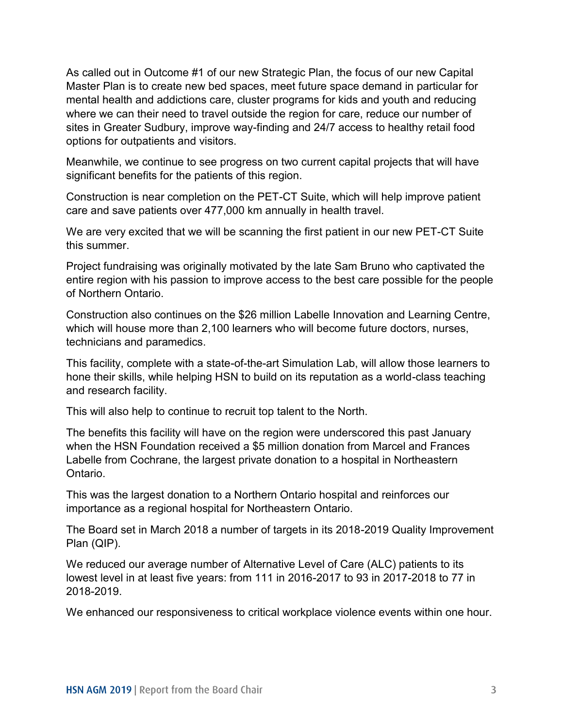As called out in Outcome #1 of our new Strategic Plan, the focus of our new Capital Master Plan is to create new bed spaces, meet future space demand in particular for mental health and addictions care, cluster programs for kids and youth and reducing where we can their need to travel outside the region for care, reduce our number of sites in Greater Sudbury, improve way-finding and 24/7 access to healthy retail food options for outpatients and visitors.

Meanwhile, we continue to see progress on two current capital projects that will have significant benefits for the patients of this region.

Construction is near completion on the PET-CT Suite, which will help improve patient care and save patients over 477,000 km annually in health travel.

We are very excited that we will be scanning the first patient in our new PET-CT Suite this summer.

Project fundraising was originally motivated by the late Sam Bruno who captivated the entire region with his passion to improve access to the best care possible for the people of Northern Ontario.

Construction also continues on the $26 million Labelle Innovation and Learning Centre, which will house more than 2,100 learners who will become future doctors, nurses, technicians and paramedics.

This facility, complete with a state-of-the-art Simulation Lab, will allow those learners to hone their skills, while helping HSN to build on its reputation as a world-class teaching and research facility.

This will also help to continue to recruit top talent to the North.

The benefits this facility will have on the region were underscored this past January when the HSN Foundation received a $5 million donation from Marcel and Frances Labelle from Cochrane, the largest private donation to a hospital in Northeastern Ontario.

This was the largest donation to a Northern Ontario hospital and reinforces our importance as a regional hospital for Northeastern Ontario.

The Board set in March 2018 a number of targets in its 2018-2019 Quality Improvement Plan (QIP).

We reduced our average number of Alternative Level of Care (ALC) patients to its lowest level in at least five years: from 111 in 2016-2017 to 93 in 2017-2018 to 77 in 2018-2019.

We enhanced our responsiveness to critical workplace violence events within one hour.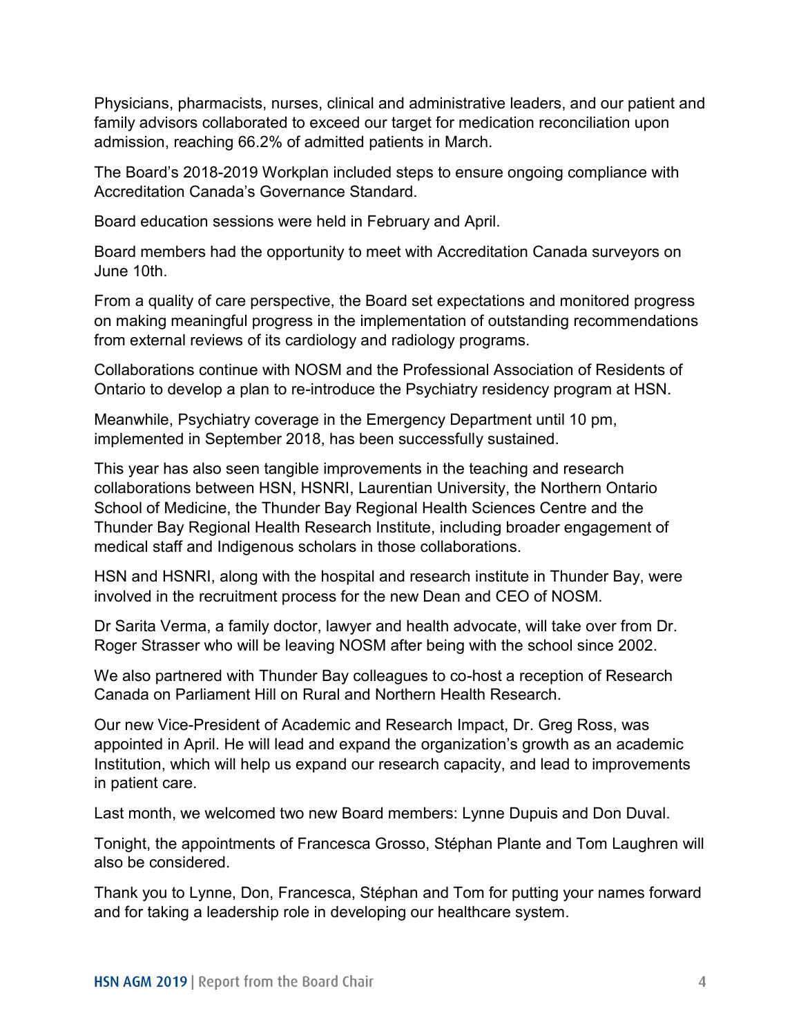Physicians, pharmacists, nurses, clinical and administrative leaders, and our patient and family advisors collaborated to exceed our target for medication reconciliation upon admission, reaching 66.2% of admitted patients in March.

The Board's 2018-2019 Workplan included steps to ensure ongoing compliance with Accreditation Canada's Governance Standard.

Board education sessions were held in February and April.

Board members had the opportunity to meet with Accreditation Canada surveyors on June 10th.

From a quality of care perspective, the Board set expectations and monitored progress on making meaningful progress in the implementation of outstanding recommendations from external reviews of its cardiology and radiology programs.

Collaborations continue with NOSM and the Professional Association of Residents of Ontario to develop a plan to re-introduce the Psychiatry residency program at HSN.

Meanwhile, Psychiatry coverage in the Emergency Department until 10 pm, implemented in September 2018, has been successfully sustained.

This year has also seen tangible improvements in the teaching and research collaborations between HSN, HSNRI, Laurentian University, the Northern Ontario School of Medicine, the Thunder Bay Regional Health Sciences Centre and the Thunder Bay Regional Health Research Institute, including broader engagement of medical staff and Indigenous scholars in those collaborations.

HSN and HSNRI, along with the hospital and research institute in Thunder Bay, were involved in the recruitment process for the new Dean and CEO of NOSM.

Dr Sarita Verma, a family doctor, lawyer and health advocate, will take over from Dr. Roger Strasser who will be leaving NOSM after being with the school since 2002.

We also partnered with Thunder Bay colleagues to co-host a reception of Research Canada on Parliament Hill on Rural and Northern Health Research.

Our new Vice-President of Academic and Research Impact, Dr. Greg Ross, was appointed in April. He will lead and expand the organization's growth as an academic Institution, which will help us expand our research capacity, and lead to improvements in patient care.

Last month, we welcomed two new Board members: Lynne Dupuis and Don Duval.

Tonight, the appointments of Francesca Grosso, Stéphan Plante and Tom Laughren will also be considered.

Thank you to Lynne, Don, Francesca, Stéphan and Tom for putting your names forward and for taking a leadership role in developing our healthcare system.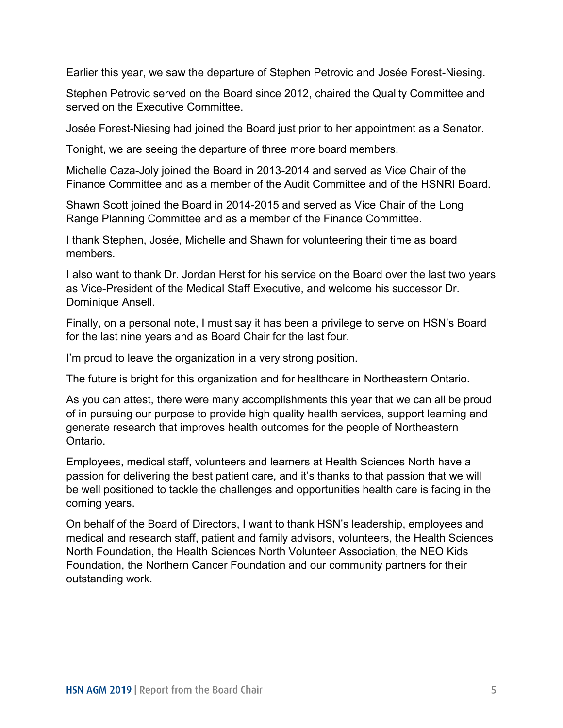Earlier this year, we saw the departure of Stephen Petrovic and Josée Forest-Niesing.

Stephen Petrovic served on the Board since 2012, chaired the Quality Committee and served on the Executive Committee.

Josée Forest-Niesing had joined the Board just prior to her appointment as a Senator.

Tonight, we are seeing the departure of three more board members.

Michelle Caza-Joly joined the Board in 2013-2014 and served as Vice Chair of the Finance Committee and as a member of the Audit Committee and of the HSNRI Board.

Shawn Scott joined the Board in 2014-2015 and served as Vice Chair of the Long Range Planning Committee and as a member of the Finance Committee.

I thank Stephen, Josée, Michelle and Shawn for volunteering their time as board members.

I also want to thank Dr. Jordan Herst for his service on the Board over the last two years as Vice-President of the Medical Staff Executive, and welcome his successor Dr. Dominique Ansell.

Finally, on a personal note, I must say it has been a privilege to serve on HSN's Board for the last nine years and as Board Chair for the last four.

I'm proud to leave the organization in a very strong position.

The future is bright for this organization and for healthcare in Northeastern Ontario.

As you can attest, there were many accomplishments this year that we can all be proud of in pursuing our purpose to provide high quality health services, support learning and generate research that improves health outcomes for the people of Northeastern Ontario.

Employees, medical staff, volunteers and learners at Health Sciences North have a passion for delivering the best patient care, and it's thanks to that passion that we will be well positioned to tackle the challenges and opportunities health care is facing in the coming years.

On behalf of the Board of Directors, I want to thank HSN's leadership, employees and medical and research staff, patient and family advisors, volunteers, the Health Sciences North Foundation, the Health Sciences North Volunteer Association, the NEO Kids Foundation, the Northern Cancer Foundation and our community partners for their outstanding work.